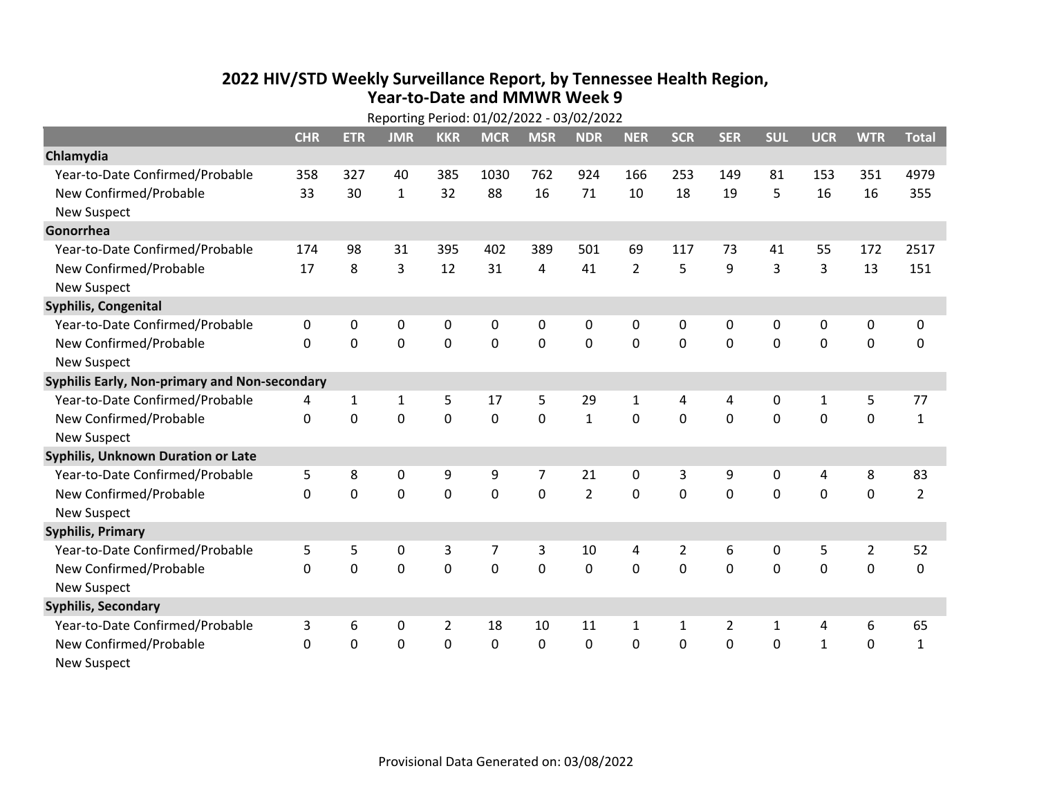# 2022 HIV/STD Weekly Surveillance Report, by Tennessee Health Region, Year-to-Date and MMWR Week 9

Reporting Period: 01/02/2022 - 03/02/2022

| | CHR | ETR | JMR | KKR | MCR | MSR | NDR | NER | SCR | SER | SUL | UCR | WTR | Total |
|---|---|---|---|---|---|---|---|---|---|---|---|---|---|---|
| **Chlamydia** | | | | | | | | | | | | | | |
| Year-to-Date Confirmed/Probable | 358 | 327 | 40 | 385 | 1030 | 762 | 924 | 166 | 253 | 149 | 81 | 153 | 351 | 4979 |
| New Confirmed/Probable | 33 | 30 | 1 | 32 | 88 | 16 | 71 | 10 | 18 | 19 | 5 | 16 | 16 | 355 |
| New Suspect | | | | | | | | | | | | | | |
| **Gonorrhea** | | | | | | | | | | | | | | |
| Year-to-Date Confirmed/Probable | 174 | 98 | 31 | 395 | 402 | 389 | 501 | 69 | 117 | 73 | 41 | 55 | 172 | 2517 |
| New Confirmed/Probable | 17 | 8 | 3 | 12 | 31 | 4 | 41 | 2 | 5 | 9 | 3 | 3 | 13 | 151 |
| New Suspect | | | | | | | | | | | | | | |
| **Syphilis, Congenital** | | | | | | | | | | | | | | |
| Year-to-Date Confirmed/Probable | 0 | 0 | 0 | 0 | 0 | 0 | 0 | 0 | 0 | 0 | 0 | 0 | 0 | 0 |
| New Confirmed/Probable | 0 | 0 | 0 | 0 | 0 | 0 | 0 | 0 | 0 | 0 | 0 | 0 | 0 | 0 |
| New Suspect | | | | | | | | | | | | | | |
| **Syphilis Early, Non-primary and Non-secondary** | | | | | | | | | | | | | | |
| Year-to-Date Confirmed/Probable | 4 | 1 | 1 | 5 | 17 | 5 | 29 | 1 | 4 | 4 | 0 | 1 | 5 | 77 |
| New Confirmed/Probable | 0 | 0 | 0 | 0 | 0 | 0 | 1 | 0 | 0 | 0 | 0 | 0 | 0 | 1 |
| New Suspect | | | | | | | | | | | | | | |
| **Syphilis, Unknown Duration or Late** | | | | | | | | | | | | | | |
| Year-to-Date Confirmed/Probable | 5 | 8 | 0 | 9 | 9 | 7 | 21 | 0 | 3 | 9 | 0 | 4 | 8 | 83 |
| New Confirmed/Probable | 0 | 0 | 0 | 0 | 0 | 0 | 2 | 0 | 0 | 0 | 0 | 0 | 0 | 2 |
| New Suspect | | | | | | | | | | | | | | |
| **Syphilis, Primary** | | | | | | | | | | | | | | |
| Year-to-Date Confirmed/Probable | 5 | 5 | 0 | 3 | 7 | 3 | 10 | 4 | 2 | 6 | 0 | 5 | 2 | 52 |
| New Confirmed/Probable | 0 | 0 | 0 | 0 | 0 | 0 | 0 | 0 | 0 | 0 | 0 | 0 | 0 | 0 |
| New Suspect | | | | | | | | | | | | | | |
| **Syphilis, Secondary** | | | | | | | | | | | | | | |
| Year-to-Date Confirmed/Probable | 3 | 6 | 0 | 2 | 18 | 10 | 11 | 1 | 1 | 2 | 1 | 4 | 6 | 65 |
| New Confirmed/Probable | 0 | 0 | 0 | 0 | 0 | 0 | 0 | 0 | 0 | 0 | 0 | 1 | 0 | 1 |
| New Suspect | | | | | | | | | | | | | | |

Provisional Data Generated on: 03/08/2022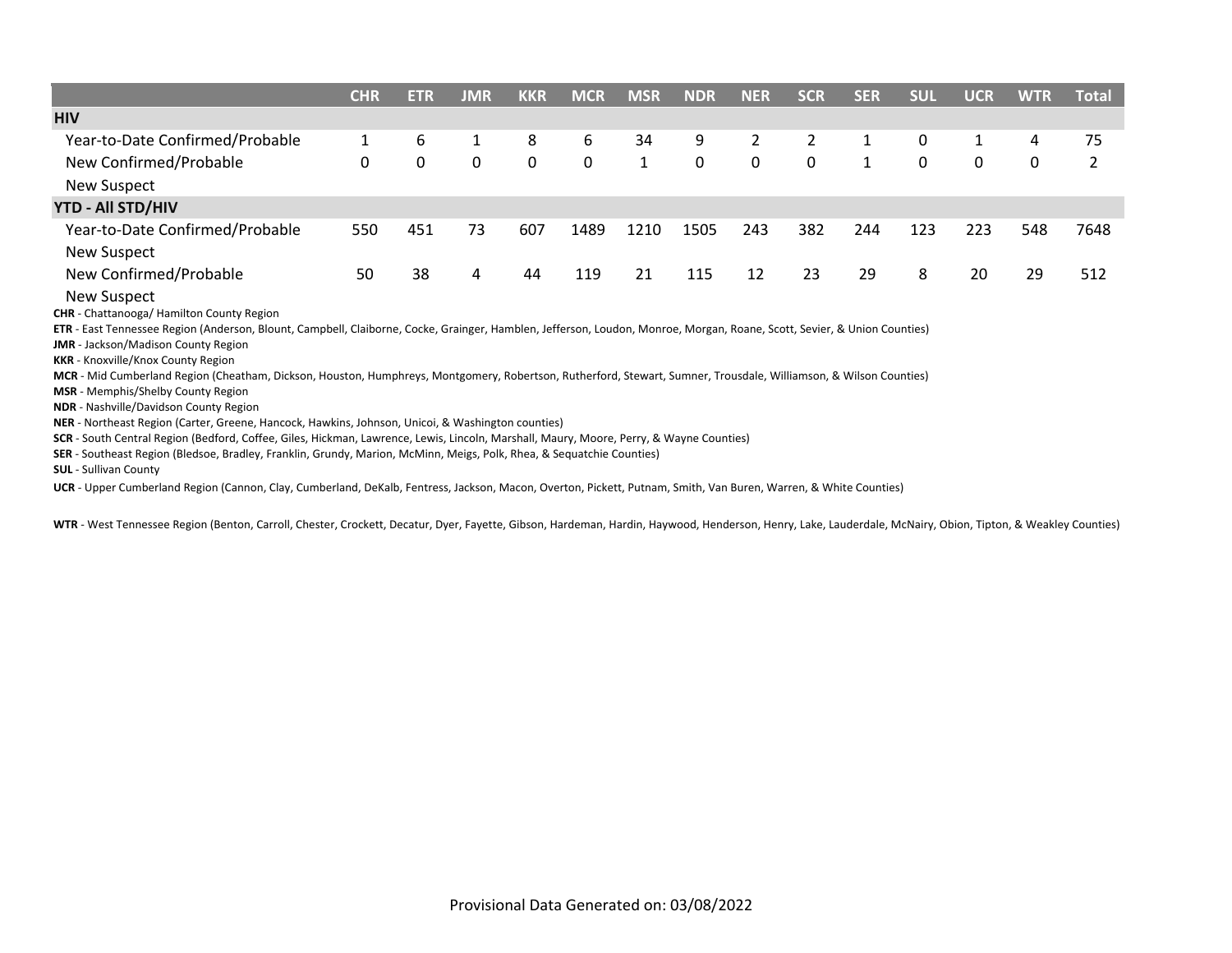| | CHR | ETR | JMR | KKR | MCR | MSR | NDR | NER | SCR | SER | SUL | UCR | WTR | Total |
|---|---|---|---|---|---|---|---|---|---|---|---|---|---|---|
| **HIV** | | | | | | | | | | | | | | |
| Year-to-Date Confirmed/Probable | 1 | 6 | 1 | 8 | 6 | 34 | 9 | 2 | 2 | 1 | 0 | 1 | 4 | 75 |
| New Confirmed/Probable | 0 | 0 | 0 | 0 | 0 | 1 | 0 | 0 | 0 | 1 | 0 | 0 | 0 | 2 |
| New Suspect | | | | | | | | | | | | | | |
| **YTD - All STD/HIV** | | | | | | | | | | | | | | |
| Year-to-Date Confirmed/Probable | 550 | 451 | 73 | 607 | 1489 | 1210 | 1505 | 243 | 382 | 244 | 123 | 223 | 548 | 7648 |
| New Suspect | | | | | | | | | | | | | | |
| New Confirmed/Probable | 50 | 38 | 4 | 44 | 119 | 21 | 115 | 12 | 23 | 29 | 8 | 20 | 29 | 512 |
| New Suspect | | | | | | | | | | | | | | |

**CHR** - Chattanooga/ Hamilton County Region

**ETR** - East Tennessee Region (Anderson, Blount, Campbell, Claiborne, Cocke, Grainger, Hamblen, Jefferson, Loudon, Monroe, Morgan, Roane, Scott, Sevier, & Union Counties)

**JMR** - Jackson/Madison County Region

**KKR** - Knoxville/Knox County Region

**MCR** - Mid Cumberland Region (Cheatham, Dickson, Houston, Humphreys, Montgomery, Robertson, Rutherford, Stewart, Sumner, Trousdale, Williamson, & Wilson Counties)

**MSR** - Memphis/Shelby County Region

**NDR** - Nashville/Davidson County Region

**NER** - Northeast Region (Carter, Greene, Hancock, Hawkins, Johnson, Unicoi, & Washington counties)

**SCR** - South Central Region (Bedford, Coffee, Giles, Hickman, Lawrence, Lewis, Lincoln, Marshall, Maury, Moore, Perry, & Wayne Counties)

**SER** - Southeast Region (Bledsoe, Bradley, Franklin, Grundy, Marion, McMinn, Meigs, Polk, Rhea, & Sequatchie Counties)

**SUL** - Sullivan County

**UCR** - Upper Cumberland Region (Cannon, Clay, Cumberland, DeKalb, Fentress, Jackson, Macon, Overton, Pickett, Putnam, Smith, Van Buren, Warren, & White Counties)

**WTR** - West Tennessee Region (Benton, Carroll, Chester, Crockett, Decatur, Dyer, Fayette, Gibson, Hardeman, Hardin, Haywood, Henderson, Henry, Lake, Lauderdale, McNairy, Obion, Tipton, & Weakley Counties)

Provisional Data Generated on: 03/08/2022